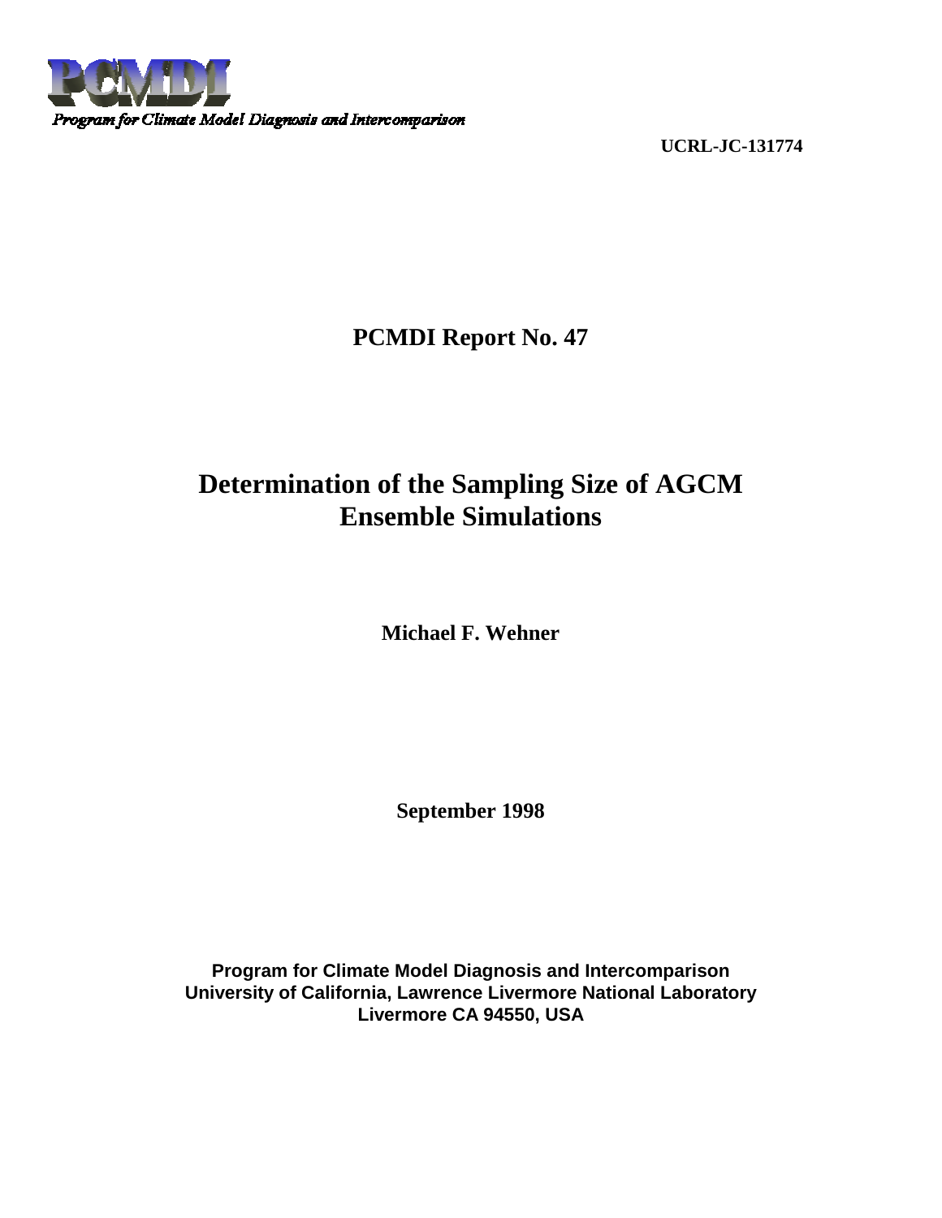PCMDI

*Program for Climate Model Diagnosis and Intercomparison*

**UCRL-JC-131774**

**PCMDI Report No. 47**

# Determination of the Sampling Size of AGCM Ensemble Simulations

**Michael F. Wehner**

**September 1998**

**Program for Climate Model Diagnosis and Intercomparison**
**University of California, Lawrence Livermore National Laboratory**
**Livermore CA 94550, USA**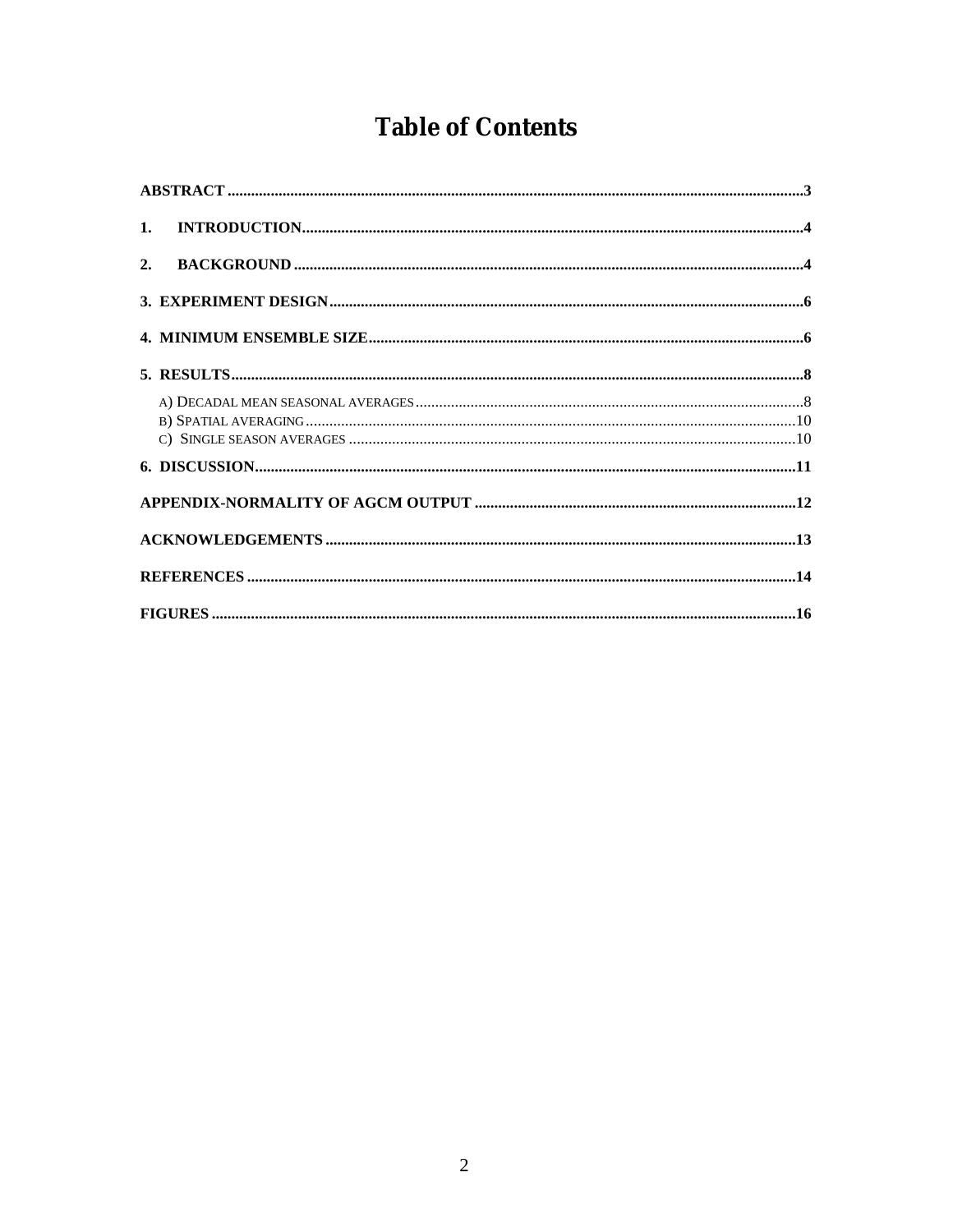# Table of Contents

**ABSTRACT** .....3

**1. INTRODUCTION**.....4

**2. BACKGROUND** .....4

**3. EXPERIMENT DESIGN**.....6

**4. MINIMUM ENSEMBLE SIZE**.....6

**5. RESULTS**.....8

- A) DECADAL MEAN SEASONAL AVERAGES.....8
- B) SPATIAL AVERAGING.....10
- C) SINGLE SEASON AVERAGES .....10

**6. DISCUSSION**.....11

**APPENDIX-NORMALITY OF AGCM OUTPUT** .....12

**ACKNOWLEDGEMENTS** .....13

**REFERENCES** .....14

**FIGURES** .....16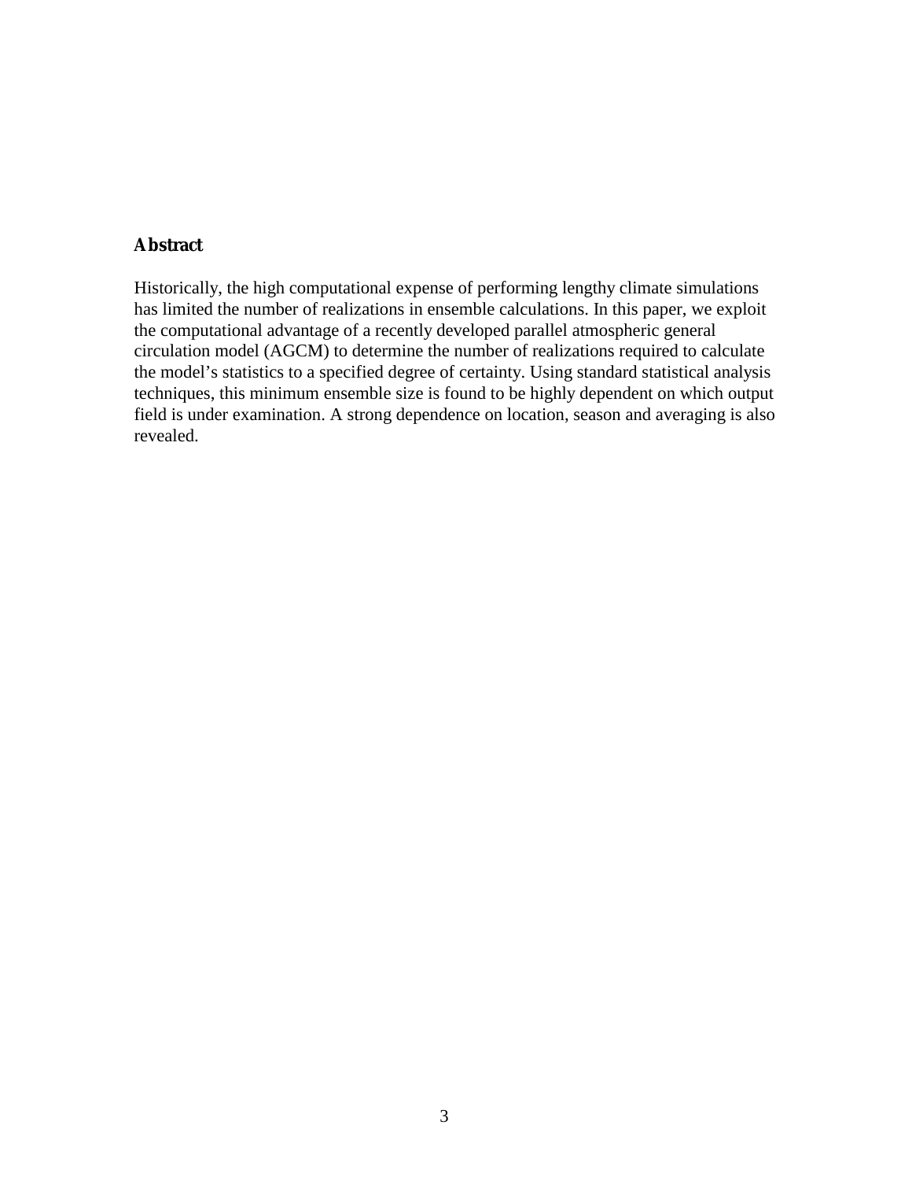## Abstract

Historically, the high computational expense of performing lengthy climate simulations has limited the number of realizations in ensemble calculations. In this paper, we exploit the computational advantage of a recently developed parallel atmospheric general circulation model (AGCM) to determine the number of realizations required to calculate the model's statistics to a specified degree of certainty. Using standard statistical analysis techniques, this minimum ensemble size is found to be highly dependent on which output field is under examination. A strong dependence on location, season and averaging is also revealed.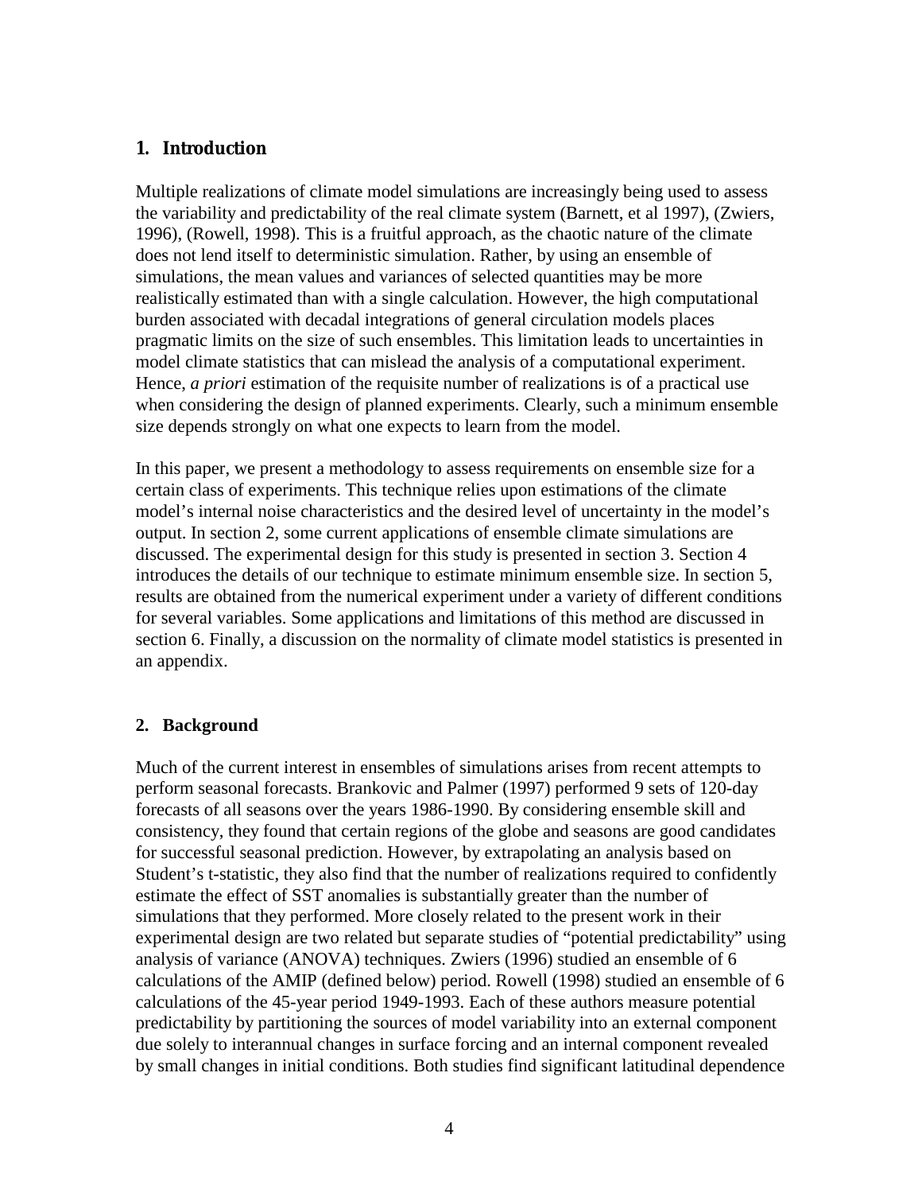## 1. Introduction

Multiple realizations of climate model simulations are increasingly being used to assess the variability and predictability of the real climate system (Barnett, et al 1997), (Zwiers, 1996), (Rowell, 1998). This is a fruitful approach, as the chaotic nature of the climate does not lend itself to deterministic simulation. Rather, by using an ensemble of simulations, the mean values and variances of selected quantities may be more realistically estimated than with a single calculation. However, the high computational burden associated with decadal integrations of general circulation models places pragmatic limits on the size of such ensembles. This limitation leads to uncertainties in model climate statistics that can mislead the analysis of a computational experiment. Hence, *a priori* estimation of the requisite number of realizations is of a practical use when considering the design of planned experiments. Clearly, such a minimum ensemble size depends strongly on what one expects to learn from the model.

In this paper, we present a methodology to assess requirements on ensemble size for a certain class of experiments. This technique relies upon estimations of the climate model's internal noise characteristics and the desired level of uncertainty in the model's output. In section 2, some current applications of ensemble climate simulations are discussed. The experimental design for this study is presented in section 3. Section 4 introduces the details of our technique to estimate minimum ensemble size. In section 5, results are obtained from the numerical experiment under a variety of different conditions for several variables. Some applications and limitations of this method are discussed in section 6. Finally, a discussion on the normality of climate model statistics is presented in an appendix.

## 2. Background

Much of the current interest in ensembles of simulations arises from recent attempts to perform seasonal forecasts. Brankovic and Palmer (1997) performed 9 sets of 120-day forecasts of all seasons over the years 1986-1990. By considering ensemble skill and consistency, they found that certain regions of the globe and seasons are good candidates for successful seasonal prediction. However, by extrapolating an analysis based on Student's t-statistic, they also find that the number of realizations required to confidently estimate the effect of SST anomalies is substantially greater than the number of simulations that they performed. More closely related to the present work in their experimental design are two related but separate studies of "potential predictability" using analysis of variance (ANOVA) techniques. Zwiers (1996) studied an ensemble of 6 calculations of the AMIP (defined below) period. Rowell (1998) studied an ensemble of 6 calculations of the 45-year period 1949-1993. Each of these authors measure potential predictability by partitioning the sources of model variability into an external component due solely to interannual changes in surface forcing and an internal component revealed by small changes in initial conditions. Both studies find significant latitudinal dependence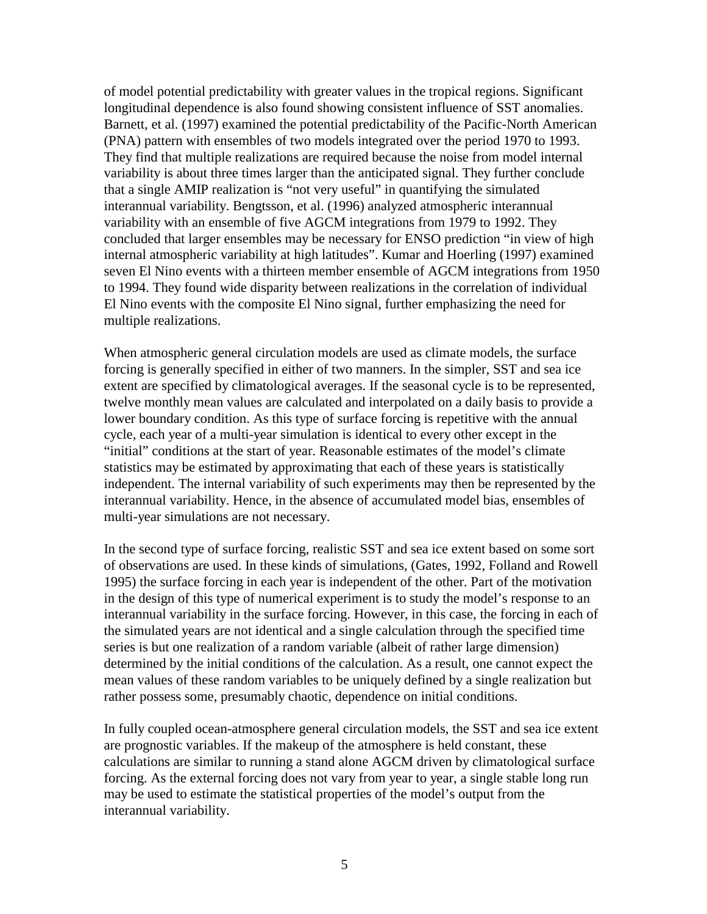of model potential predictability with greater values in the tropical regions. Significant longitudinal dependence is also found showing consistent influence of SST anomalies. Barnett, et al. (1997) examined the potential predictability of the Pacific-North American (PNA) pattern with ensembles of two models integrated over the period 1970 to 1993. They find that multiple realizations are required because the noise from model internal variability is about three times larger than the anticipated signal. They further conclude that a single AMIP realization is "not very useful" in quantifying the simulated interannual variability. Bengtsson, et al. (1996) analyzed atmospheric interannual variability with an ensemble of five AGCM integrations from 1979 to 1992. They concluded that larger ensembles may be necessary for ENSO prediction "in view of high internal atmospheric variability at high latitudes". Kumar and Hoerling (1997) examined seven El Nino events with a thirteen member ensemble of AGCM integrations from 1950 to 1994. They found wide disparity between realizations in the correlation of individual El Nino events with the composite El Nino signal, further emphasizing the need for multiple realizations.

When atmospheric general circulation models are used as climate models, the surface forcing is generally specified in either of two manners. In the simpler, SST and sea ice extent are specified by climatological averages. If the seasonal cycle is to be represented, twelve monthly mean values are calculated and interpolated on a daily basis to provide a lower boundary condition. As this type of surface forcing is repetitive with the annual cycle, each year of a multi-year simulation is identical to every other except in the "initial" conditions at the start of year. Reasonable estimates of the model's climate statistics may be estimated by approximating that each of these years is statistically independent. The internal variability of such experiments may then be represented by the interannual variability. Hence, in the absence of accumulated model bias, ensembles of multi-year simulations are not necessary.

In the second type of surface forcing, realistic SST and sea ice extent based on some sort of observations are used. In these kinds of simulations, (Gates, 1992, Folland and Rowell 1995) the surface forcing in each year is independent of the other. Part of the motivation in the design of this type of numerical experiment is to study the model's response to an interannual variability in the surface forcing. However, in this case, the forcing in each of the simulated years are not identical and a single calculation through the specified time series is but one realization of a random variable (albeit of rather large dimension) determined by the initial conditions of the calculation. As a result, one cannot expect the mean values of these random variables to be uniquely defined by a single realization but rather possess some, presumably chaotic, dependence on initial conditions.

In fully coupled ocean-atmosphere general circulation models, the SST and sea ice extent are prognostic variables. If the makeup of the atmosphere is held constant, these calculations are similar to running a stand alone AGCM driven by climatological surface forcing. As the external forcing does not vary from year to year, a single stable long run may be used to estimate the statistical properties of the model's output from the interannual variability.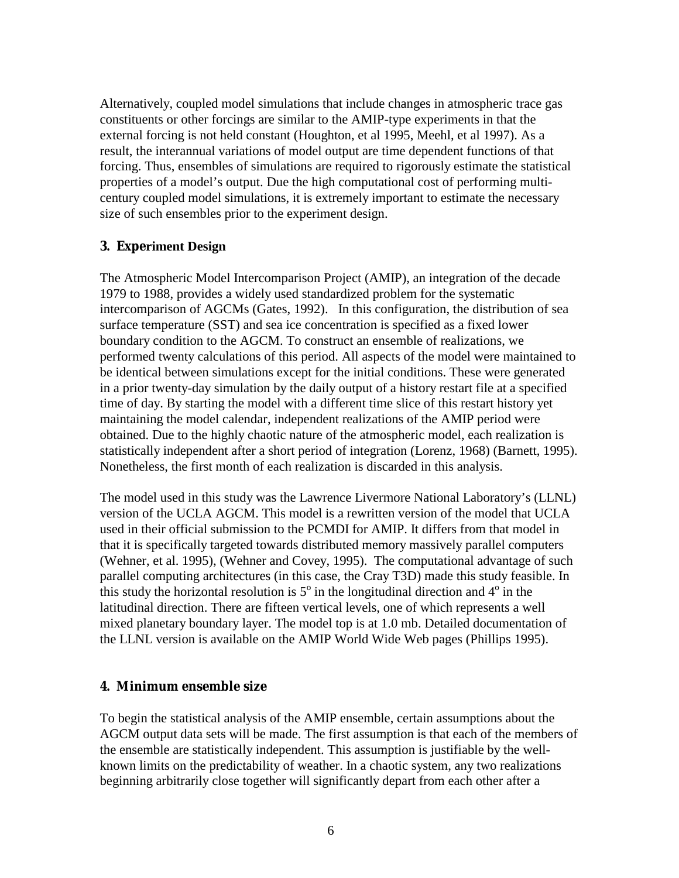Alternatively, coupled model simulations that include changes in atmospheric trace gas constituents or other forcings are similar to the AMIP-type experiments in that the external forcing is not held constant (Houghton, et al 1995, Meehl, et al 1997). As a result, the interannual variations of model output are time dependent functions of that forcing. Thus, ensembles of simulations are required to rigorously estimate the statistical properties of a model's output. Due the high computational cost of performing multi-century coupled model simulations, it is extremely important to estimate the necessary size of such ensembles prior to the experiment design.

## 3. Experiment Design

The Atmospheric Model Intercomparison Project (AMIP), an integration of the decade 1979 to 1988, provides a widely used standardized problem for the systematic intercomparison of AGCMs (Gates, 1992). In this configuration, the distribution of sea surface temperature (SST) and sea ice concentration is specified as a fixed lower boundary condition to the AGCM. To construct an ensemble of realizations, we performed twenty calculations of this period. All aspects of the model were maintained to be identical between simulations except for the initial conditions. These were generated in a prior twenty-day simulation by the daily output of a history restart file at a specified time of day. By starting the model with a different time slice of this restart history yet maintaining the model calendar, independent realizations of the AMIP period were obtained. Due to the highly chaotic nature of the atmospheric model, each realization is statistically independent after a short period of integration (Lorenz, 1968) (Barnett, 1995). Nonetheless, the first month of each realization is discarded in this analysis.

The model used in this study was the Lawrence Livermore National Laboratory's (LLNL) version of the UCLA AGCM. This model is a rewritten version of the model that UCLA used in their official submission to the PCMDI for AMIP. It differs from that model in that it is specifically targeted towards distributed memory massively parallel computers (Wehner, et al. 1995), (Wehner and Covey, 1995). The computational advantage of such parallel computing architectures (in this case, the Cray T3D) made this study feasible. In this study the horizontal resolution is $5^{o}$ in the longitudinal direction and $4^{o}$ in the latitudinal direction. There are fifteen vertical levels, one of which represents a well mixed planetary boundary layer. The model top is at 1.0 mb. Detailed documentation of the LLNL version is available on the AMIP World Wide Web pages (Phillips 1995).

## 4. Minimum ensemble size

To begin the statistical analysis of the AMIP ensemble, certain assumptions about the AGCM output data sets will be made. The first assumption is that each of the members of the ensemble are statistically independent. This assumption is justifiable by the well-known limits on the predictability of weather. In a chaotic system, any two realizations beginning arbitrarily close together will significantly depart from each other after a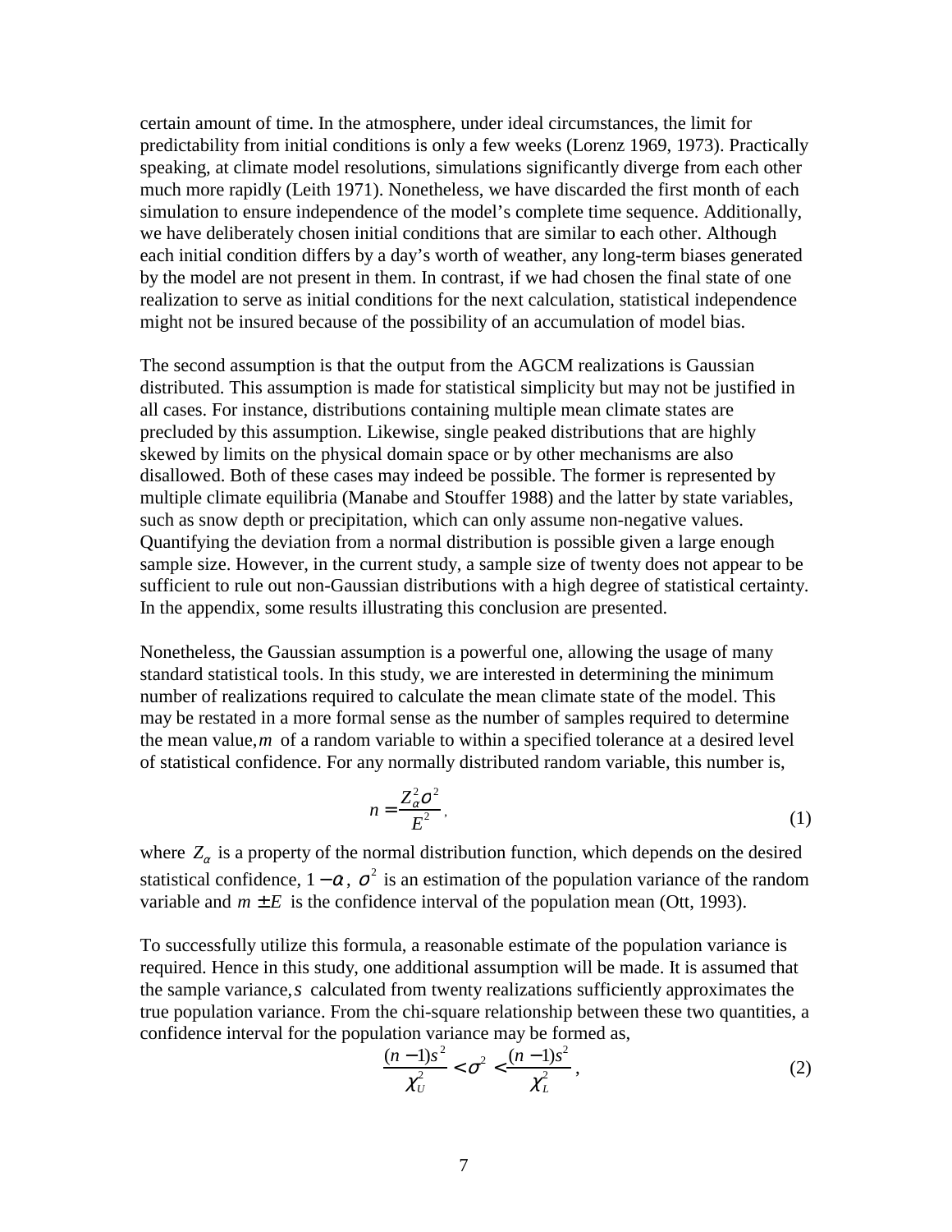certain amount of time. In the atmosphere, under ideal circumstances, the limit for predictability from initial conditions is only a few weeks (Lorenz 1969, 1973). Practically speaking, at climate model resolutions, simulations significantly diverge from each other much more rapidly (Leith 1971). Nonetheless, we have discarded the first month of each simulation to ensure independence of the model's complete time sequence. Additionally, we have deliberately chosen initial conditions that are similar to each other. Although each initial condition differs by a day's worth of weather, any long-term biases generated by the model are not present in them. In contrast, if we had chosen the final state of one realization to serve as initial conditions for the next calculation, statistical independence might not be insured because of the possibility of an accumulation of model bias.

The second assumption is that the output from the AGCM realizations is Gaussian distributed. This assumption is made for statistical simplicity but may not be justified in all cases. For instance, distributions containing multiple mean climate states are precluded by this assumption. Likewise, single peaked distributions that are highly skewed by limits on the physical domain space or by other mechanisms are also disallowed. Both of these cases may indeed be possible. The former is represented by multiple climate equilibria (Manabe and Stouffer 1988) and the latter by state variables, such as snow depth or precipitation, which can only assume non-negative values. Quantifying the deviation from a normal distribution is possible given a large enough sample size. However, in the current study, a sample size of twenty does not appear to be sufficient to rule out non-Gaussian distributions with a high degree of statistical certainty. In the appendix, some results illustrating this conclusion are presented.

Nonetheless, the Gaussian assumption is a powerful one, allowing the usage of many standard statistical tools. In this study, we are interested in determining the minimum number of realizations required to calculate the mean climate state of the model. This may be restated in a more formal sense as the number of samples required to determine the mean value, $m$ of a random variable to within a specified tolerance at a desired level of statistical confidence. For any normally distributed random variable, this number is,

$$n = \frac{Z_\alpha^2 \sigma^2}{E^2}, \tag{1}$$

where $Z_\alpha$ is a property of the normal distribution function, which depends on the desired statistical confidence, $1-\alpha$, $\sigma^2$ is an estimation of the population variance of the random variable and $m \pm E$ is the confidence interval of the population mean (Ott, 1993).

To successfully utilize this formula, a reasonable estimate of the population variance is required. Hence in this study, one additional assumption will be made. It is assumed that the sample variance, $s$ calculated from twenty realizations sufficiently approximates the true population variance. From the chi-square relationship between these two quantities, a confidence interval for the population variance may be formed as,

$$\frac{(n-1)s^2}{\chi_U^2} < \sigma^2 < \frac{(n-1)s^2}{\chi_L^2}, \tag{2}$$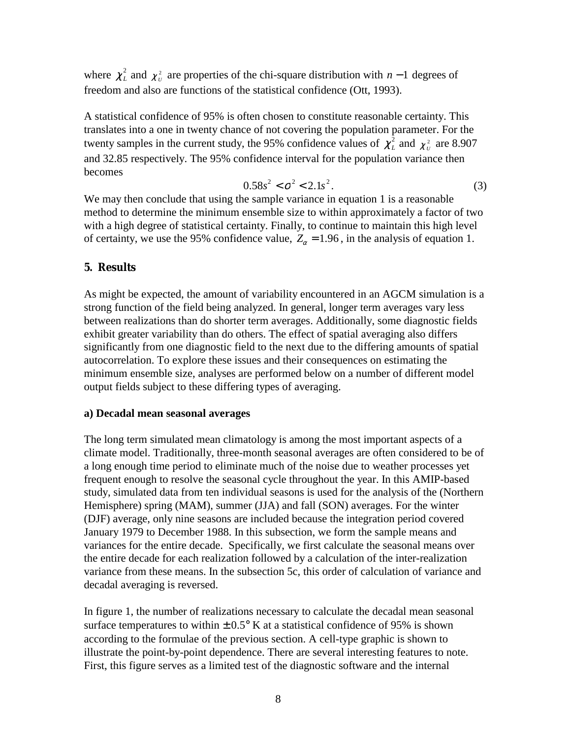where $\chi_L^2$ and $\chi_U^2$ are properties of the chi-square distribution with $n-1$ degrees of freedom and also are functions of the statistical confidence (Ott, 1993).

A statistical confidence of 95% is often chosen to constitute reasonable certainty. This translates into a one in twenty chance of not covering the population parameter. For the twenty samples in the current study, the 95% confidence values of $\chi_L^2$ and $\chi_U^2$ are 8.907 and 32.85 respectively. The 95% confidence interval for the population variance then becomes

$$0.58s^2 < \sigma^2 < 2.1s^2. \tag{3}$$

We may then conclude that using the sample variance in equation 1 is a reasonable method to determine the minimum ensemble size to within approximately a factor of two with a high degree of statistical certainty. Finally, to continue to maintain this high level of certainty, we use the 95% confidence value, $Z_\alpha = 1.96$, in the analysis of equation 1.

## 5. Results

As might be expected, the amount of variability encountered in an AGCM simulation is a strong function of the field being analyzed. In general, longer term averages vary less between realizations than do shorter term averages. Additionally, some diagnostic fields exhibit greater variability than do others. The effect of spatial averaging also differs significantly from one diagnostic field to the next due to the differing amounts of spatial autocorrelation. To explore these issues and their consequences on estimating the minimum ensemble size, analyses are performed below on a number of different model output fields subject to these differing types of averaging.

### a) Decadal mean seasonal averages

The long term simulated mean climatology is among the most important aspects of a climate model. Traditionally, three-month seasonal averages are often considered to be of a long enough time period to eliminate much of the noise due to weather processes yet frequent enough to resolve the seasonal cycle throughout the year. In this AMIP-based study, simulated data from ten individual seasons is used for the analysis of the (Northern Hemisphere) spring (MAM), summer (JJA) and fall (SON) averages. For the winter (DJF) average, only nine seasons are included because the integration period covered January 1979 to December 1988. In this subsection, we form the sample means and variances for the entire decade. Specifically, we first calculate the seasonal means over the entire decade for each realization followed by a calculation of the inter-realization variance from these means. In the subsection 5c, this order of calculation of variance and decadal averaging is reversed.

In figure 1, the number of realizations necessary to calculate the decadal mean seasonal surface temperatures to within $\pm 0.5^\circ$ K at a statistical confidence of 95% is shown according to the formulae of the previous section. A cell-type graphic is shown to illustrate the point-by-point dependence. There are several interesting features to note. First, this figure serves as a limited test of the diagnostic software and the internal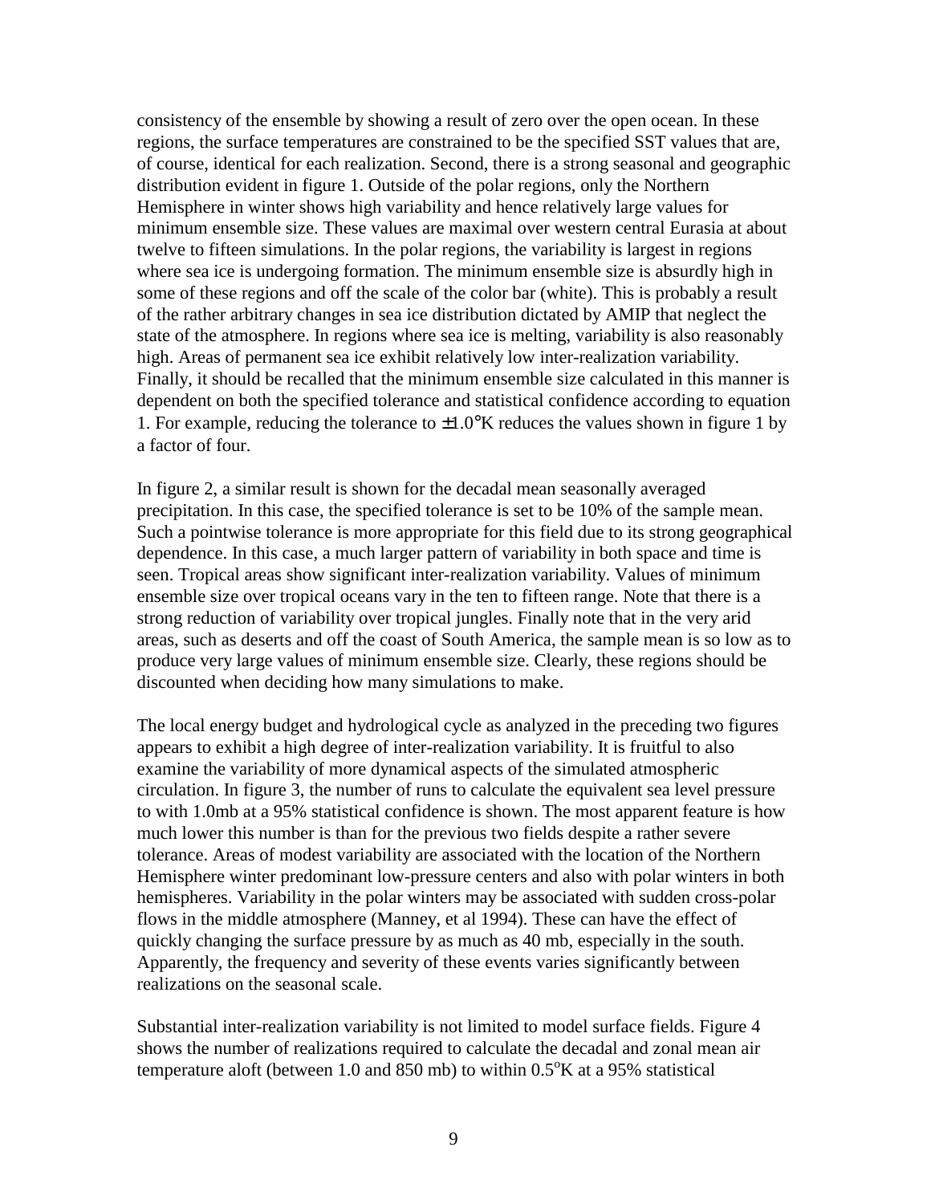consistency of the ensemble by showing a result of zero over the open ocean. In these regions, the surface temperatures are constrained to be the specified SST values that are, of course, identical for each realization. Second, there is a strong seasonal and geographic distribution evident in figure 1. Outside of the polar regions, only the Northern Hemisphere in winter shows high variability and hence relatively large values for minimum ensemble size. These values are maximal over western central Eurasia at about twelve to fifteen simulations. In the polar regions, the variability is largest in regions where sea ice is undergoing formation. The minimum ensemble size is absurdly high in some of these regions and off the scale of the color bar (white). This is probably a result of the rather arbitrary changes in sea ice distribution dictated by AMIP that neglect the state of the atmosphere. In regions where sea ice is melting, variability is also reasonably high. Areas of permanent sea ice exhibit relatively low inter-realization variability. Finally, it should be recalled that the minimum ensemble size calculated in this manner is dependent on both the specified tolerance and statistical confidence according to equation 1. For example, reducing the tolerance to $\pm 1.0°$K reduces the values shown in figure 1 by a factor of four.

In figure 2, a similar result is shown for the decadal mean seasonally averaged precipitation. In this case, the specified tolerance is set to be 10% of the sample mean. Such a pointwise tolerance is more appropriate for this field due to its strong geographical dependence. In this case, a much larger pattern of variability in both space and time is seen. Tropical areas show significant inter-realization variability. Values of minimum ensemble size over tropical oceans vary in the ten to fifteen range. Note that there is a strong reduction of variability over tropical jungles. Finally note that in the very arid areas, such as deserts and off the coast of South America, the sample mean is so low as to produce very large values of minimum ensemble size. Clearly, these regions should be discounted when deciding how many simulations to make.

The local energy budget and hydrological cycle as analyzed in the preceding two figures appears to exhibit a high degree of inter-realization variability. It is fruitful to also examine the variability of more dynamical aspects of the simulated atmospheric circulation. In figure 3, the number of runs to calculate the equivalent sea level pressure to with 1.0mb at a 95% statistical confidence is shown. The most apparent feature is how much lower this number is than for the previous two fields despite a rather severe tolerance. Areas of modest variability are associated with the location of the Northern Hemisphere winter predominant low-pressure centers and also with polar winters in both hemispheres. Variability in the polar winters may be associated with sudden cross-polar flows in the middle atmosphere (Manney, et al 1994). These can have the effect of quickly changing the surface pressure by as much as 40 mb, especially in the south. Apparently, the frequency and severity of these events varies significantly between realizations on the seasonal scale.

Substantial inter-realization variability is not limited to model surface fields. Figure 4 shows the number of realizations required to calculate the decadal and zonal mean air temperature aloft (between 1.0 and 850 mb) to within $0.5^{o}$K at a 95% statistical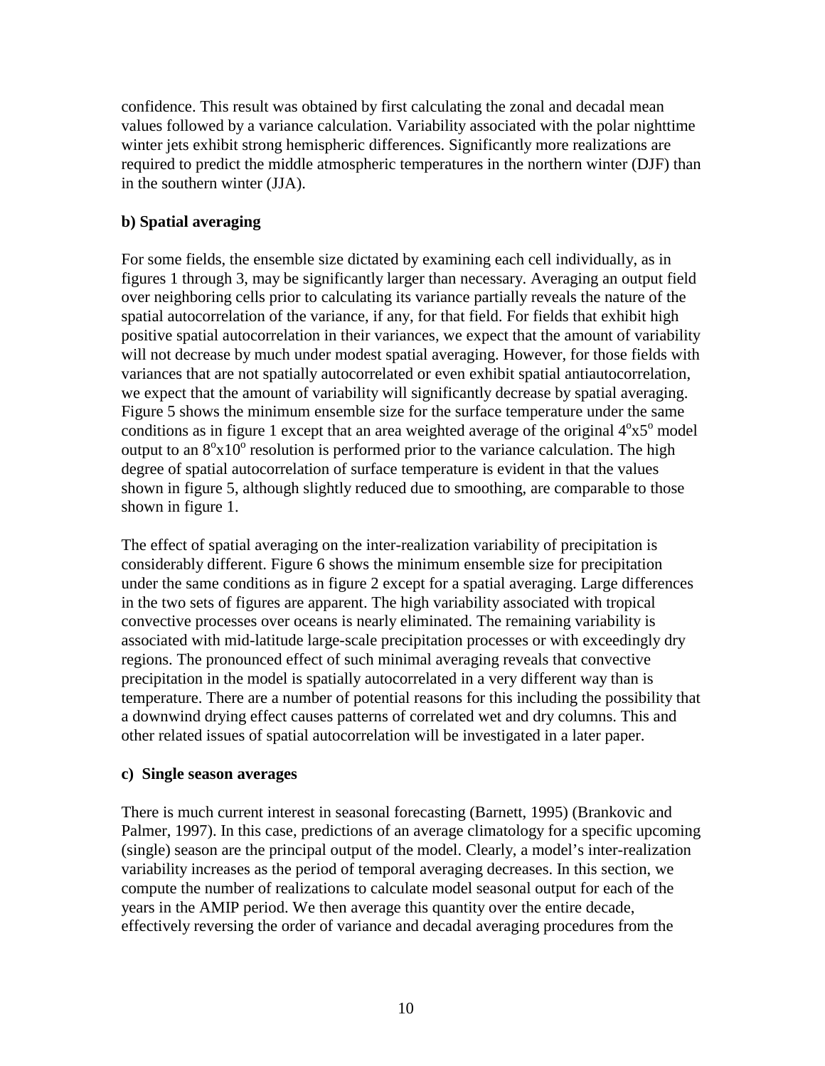confidence. This result was obtained by first calculating the zonal and decadal mean values followed by a variance calculation. Variability associated with the polar nighttime winter jets exhibit strong hemispheric differences. Significantly more realizations are required to predict the middle atmospheric temperatures in the northern winter (DJF) than in the southern winter (JJA).

### b) Spatial averaging

For some fields, the ensemble size dictated by examining each cell individually, as in figures 1 through 3, may be significantly larger than necessary. Averaging an output field over neighboring cells prior to calculating its variance partially reveals the nature of the spatial autocorrelation of the variance, if any, for that field. For fields that exhibit high positive spatial autocorrelation in their variances, we expect that the amount of variability will not decrease by much under modest spatial averaging. However, for those fields with variances that are not spatially autocorrelated or even exhibit spatial antiautocorrelation, we expect that the amount of variability will significantly decrease by spatial averaging. Figure 5 shows the minimum ensemble size for the surface temperature under the same conditions as in figure 1 except that an area weighted average of the original $4^o$x$5^o$ model output to an $8^o$x$10^o$ resolution is performed prior to the variance calculation. The high degree of spatial autocorrelation of surface temperature is evident in that the values shown in figure 5, although slightly reduced due to smoothing, are comparable to those shown in figure 1.

The effect of spatial averaging on the inter-realization variability of precipitation is considerably different. Figure 6 shows the minimum ensemble size for precipitation under the same conditions as in figure 2 except for a spatial averaging. Large differences in the two sets of figures are apparent. The high variability associated with tropical convective processes over oceans is nearly eliminated. The remaining variability is associated with mid-latitude large-scale precipitation processes or with exceedingly dry regions. The pronounced effect of such minimal averaging reveals that convective precipitation in the model is spatially autocorrelated in a very different way than is temperature. There are a number of potential reasons for this including the possibility that a downwind drying effect causes patterns of correlated wet and dry columns. This and other related issues of spatial autocorrelation will be investigated in a later paper.

### c) Single season averages

There is much current interest in seasonal forecasting (Barnett, 1995) (Brankovic and Palmer, 1997). In this case, predictions of an average climatology for a specific upcoming (single) season are the principal output of the model. Clearly, a model's inter-realization variability increases as the period of temporal averaging decreases. In this section, we compute the number of realizations to calculate model seasonal output for each of the years in the AMIP period. We then average this quantity over the entire decade, effectively reversing the order of variance and decadal averaging procedures from the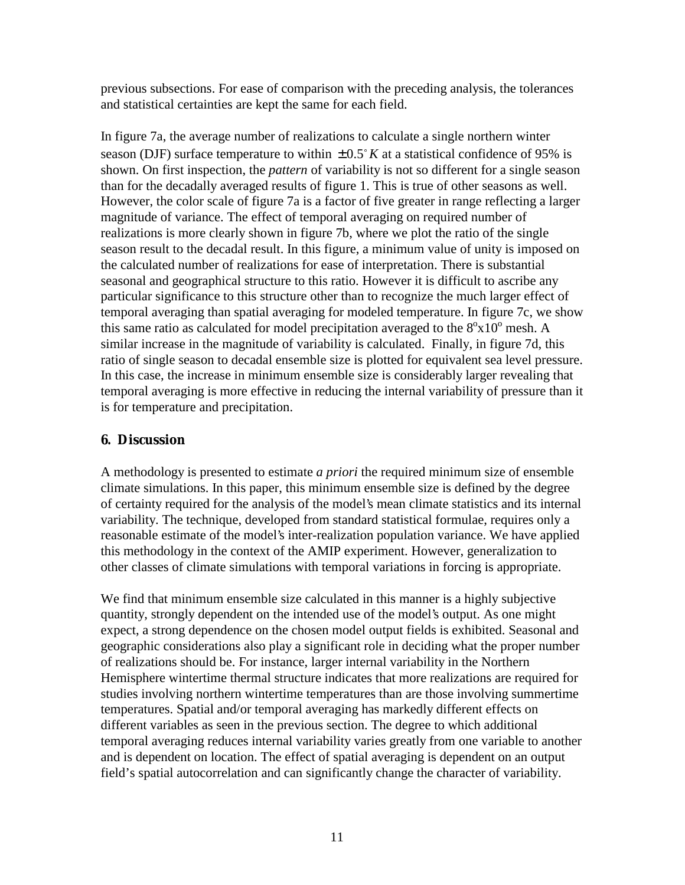previous subsections. For ease of comparison with the preceding analysis, the tolerances and statistical certainties are kept the same for each field.

In figure 7a, the average number of realizations to calculate a single northern winter season (DJF) surface temperature to within $\pm 0.5^{\circ} K$ at a statistical confidence of 95% is shown. On first inspection, the *pattern* of variability is not so different for a single season than for the decadally averaged results of figure 1. This is true of other seasons as well. However, the color scale of figure 7a is a factor of five greater in range reflecting a larger magnitude of variance. The effect of temporal averaging on required number of realizations is more clearly shown in figure 7b, where we plot the ratio of the single season result to the decadal result. In this figure, a minimum value of unity is imposed on the calculated number of realizations for ease of interpretation. There is substantial seasonal and geographical structure to this ratio. However it is difficult to ascribe any particular significance to this structure other than to recognize the much larger effect of temporal averaging than spatial averaging for modeled temperature. In figure 7c, we show this same ratio as calculated for model precipitation averaged to the $8^{o}$x$10^{o}$ mesh. A similar increase in the magnitude of variability is calculated. Finally, in figure 7d, this ratio of single season to decadal ensemble size is plotted for equivalent sea level pressure. In this case, the increase in minimum ensemble size is considerably larger revealing that temporal averaging is more effective in reducing the internal variability of pressure than it is for temperature and precipitation.

## 6. Discussion

A methodology is presented to estimate *a priori* the required minimum size of ensemble climate simulations. In this paper, this minimum ensemble size is defined by the degree of certainty required for the analysis of the model's mean climate statistics and its internal variability. The technique, developed from standard statistical formulae, requires only a reasonable estimate of the model's inter-realization population variance. We have applied this methodology in the context of the AMIP experiment. However, generalization to other classes of climate simulations with temporal variations in forcing is appropriate.

We find that minimum ensemble size calculated in this manner is a highly subjective quantity, strongly dependent on the intended use of the model's output. As one might expect, a strong dependence on the chosen model output fields is exhibited. Seasonal and geographic considerations also play a significant role in deciding what the proper number of realizations should be. For instance, larger internal variability in the Northern Hemisphere wintertime thermal structure indicates that more realizations are required for studies involving northern wintertime temperatures than are those involving summertime temperatures. Spatial and/or temporal averaging has markedly different effects on different variables as seen in the previous section. The degree to which additional temporal averaging reduces internal variability varies greatly from one variable to another and is dependent on location. The effect of spatial averaging is dependent on an output field's spatial autocorrelation and can significantly change the character of variability.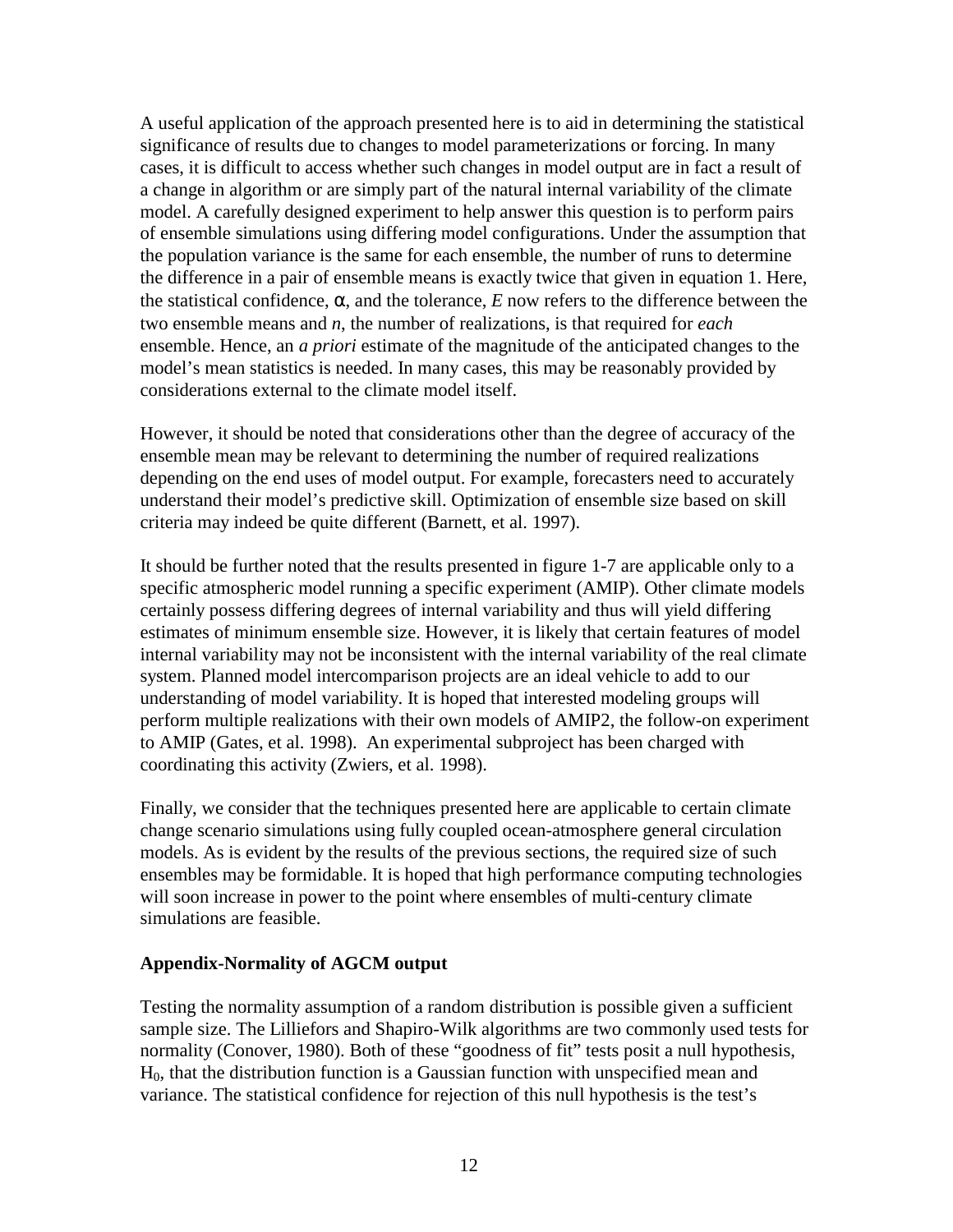A useful application of the approach presented here is to aid in determining the statistical significance of results due to changes to model parameterizations or forcing. In many cases, it is difficult to access whether such changes in model output are in fact a result of a change in algorithm or are simply part of the natural internal variability of the climate model. A carefully designed experiment to help answer this question is to perform pairs of ensemble simulations using differing model configurations. Under the assumption that the population variance is the same for each ensemble, the number of runs to determine the difference in a pair of ensemble means is exactly twice that given in equation 1. Here, the statistical confidence, $\alpha$, and the tolerance, $E$ now refers to the difference between the two ensemble means and $n$, the number of realizations, is that required for *each* ensemble. Hence, an *a priori* estimate of the magnitude of the anticipated changes to the model's mean statistics is needed. In many cases, this may be reasonably provided by considerations external to the climate model itself.

However, it should be noted that considerations other than the degree of accuracy of the ensemble mean may be relevant to determining the number of required realizations depending on the end uses of model output. For example, forecasters need to accurately understand their model's predictive skill. Optimization of ensemble size based on skill criteria may indeed be quite different (Barnett, et al. 1997).

It should be further noted that the results presented in figure 1-7 are applicable only to a specific atmospheric model running a specific experiment (AMIP). Other climate models certainly possess differing degrees of internal variability and thus will yield differing estimates of minimum ensemble size. However, it is likely that certain features of model internal variability may not be inconsistent with the internal variability of the real climate system. Planned model intercomparison projects are an ideal vehicle to add to our understanding of model variability. It is hoped that interested modeling groups will perform multiple realizations with their own models of AMIP2, the follow-on experiment to AMIP (Gates, et al. 1998). An experimental subproject has been charged with coordinating this activity (Zwiers, et al. 1998).

Finally, we consider that the techniques presented here are applicable to certain climate change scenario simulations using fully coupled ocean-atmosphere general circulation models. As is evident by the results of the previous sections, the required size of such ensembles may be formidable. It is hoped that high performance computing technologies will soon increase in power to the point where ensembles of multi-century climate simulations are feasible.

**Appendix-Normality of AGCM output**

Testing the normality assumption of a random distribution is possible given a sufficient sample size. The Lilliefors and Shapiro-Wilk algorithms are two commonly used tests for normality (Conover, 1980). Both of these "goodness of fit" tests posit a null hypothesis, $H_0$, that the distribution function is a Gaussian function with unspecified mean and variance. The statistical confidence for rejection of this null hypothesis is the test's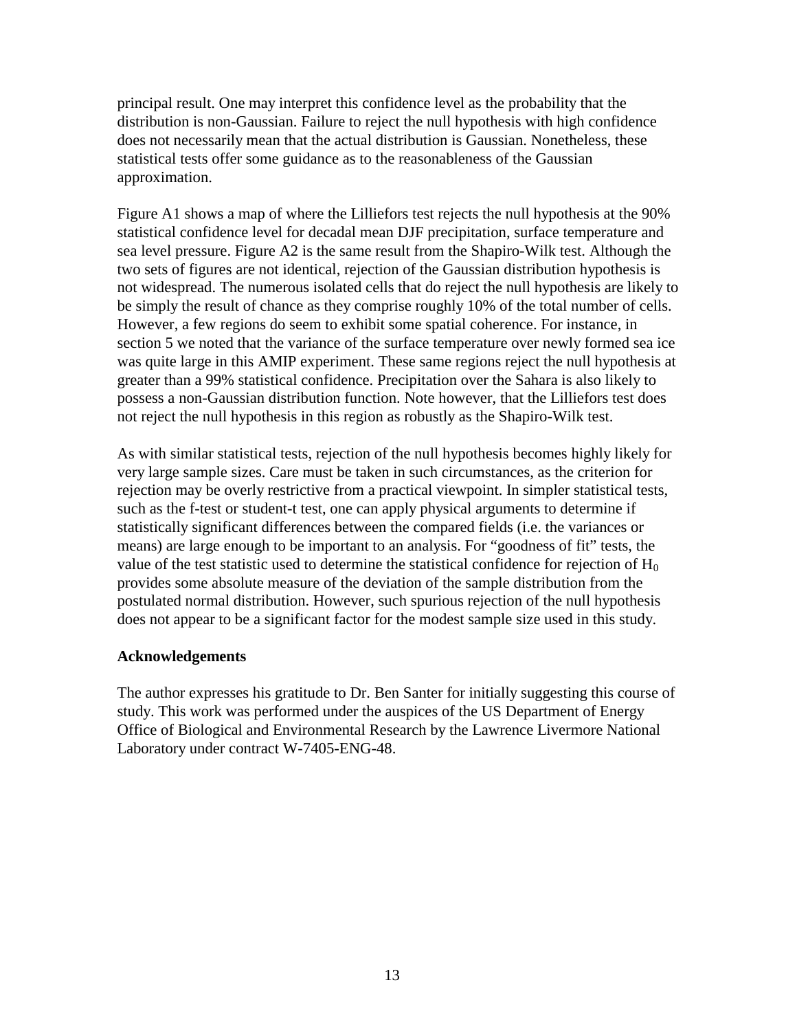principal result. One may interpret this confidence level as the probability that the distribution is non-Gaussian. Failure to reject the null hypothesis with high confidence does not necessarily mean that the actual distribution is Gaussian. Nonetheless, these statistical tests offer some guidance as to the reasonableness of the Gaussian approximation.

Figure A1 shows a map of where the Lilliefors test rejects the null hypothesis at the 90% statistical confidence level for decadal mean DJF precipitation, surface temperature and sea level pressure. Figure A2 is the same result from the Shapiro-Wilk test. Although the two sets of figures are not identical, rejection of the Gaussian distribution hypothesis is not widespread. The numerous isolated cells that do reject the null hypothesis are likely to be simply the result of chance as they comprise roughly 10% of the total number of cells. However, a few regions do seem to exhibit some spatial coherence. For instance, in section 5 we noted that the variance of the surface temperature over newly formed sea ice was quite large in this AMIP experiment. These same regions reject the null hypothesis at greater than a 99% statistical confidence. Precipitation over the Sahara is also likely to possess a non-Gaussian distribution function. Note however, that the Lilliefors test does not reject the null hypothesis in this region as robustly as the Shapiro-Wilk test.

As with similar statistical tests, rejection of the null hypothesis becomes highly likely for very large sample sizes. Care must be taken in such circumstances, as the criterion for rejection may be overly restrictive from a practical viewpoint. In simpler statistical tests, such as the f-test or student-t test, one can apply physical arguments to determine if statistically significant differences between the compared fields (i.e. the variances or means) are large enough to be important to an analysis. For "goodness of fit" tests, the value of the test statistic used to determine the statistical confidence for rejection of $H_0$ provides some absolute measure of the deviation of the sample distribution from the postulated normal distribution. However, such spurious rejection of the null hypothesis does not appear to be a significant factor for the modest sample size used in this study.

**Acknowledgements**

The author expresses his gratitude to Dr. Ben Santer for initially suggesting this course of study. This work was performed under the auspices of the US Department of Energy Office of Biological and Environmental Research by the Lawrence Livermore National Laboratory under contract W-7405-ENG-48.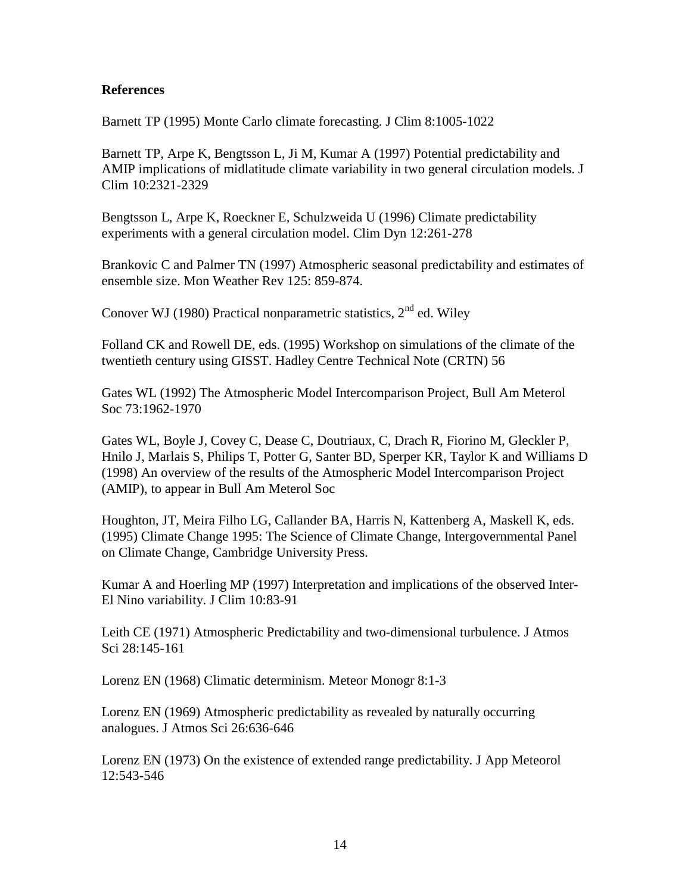**References**

Barnett TP (1995) Monte Carlo climate forecasting. J Clim 8:1005-1022

Barnett TP, Arpe K, Bengtsson L, Ji M, Kumar A (1997) Potential predictability and AMIP implications of midlatitude climate variability in two general circulation models. J Clim 10:2321-2329

Bengtsson L, Arpe K, Roeckner E, Schulzweida U (1996) Climate predictability experiments with a general circulation model. Clim Dyn 12:261-278

Brankovic C and Palmer TN (1997) Atmospheric seasonal predictability and estimates of ensemble size. Mon Weather Rev 125: 859-874.

Conover WJ (1980) Practical nonparametric statistics, 2nd ed. Wiley

Folland CK and Rowell DE, eds. (1995) Workshop on simulations of the climate of the twentieth century using GISST. Hadley Centre Technical Note (CRTN) 56

Gates WL (1992) The Atmospheric Model Intercomparison Project, Bull Am Meterol Soc 73:1962-1970

Gates WL, Boyle J, Covey C, Dease C, Doutriaux, C, Drach R, Fiorino M, Gleckler P, Hnilo J, Marlais S, Philips T, Potter G, Santer BD, Sperper KR, Taylor K and Williams D (1998) An overview of the results of the Atmospheric Model Intercomparison Project (AMIP), to appear in Bull Am Meterol Soc

Houghton, JT, Meira Filho LG, Callander BA, Harris N, Kattenberg A, Maskell K, eds. (1995) Climate Change 1995: The Science of Climate Change, Intergovernmental Panel on Climate Change, Cambridge University Press.

Kumar A and Hoerling MP (1997) Interpretation and implications of the observed Inter-El Nino variability. J Clim 10:83-91

Leith CE (1971) Atmospheric Predictability and two-dimensional turbulence. J Atmos Sci 28:145-161

Lorenz EN (1968) Climatic determinism. Meteor Monogr 8:1-3

Lorenz EN (1969) Atmospheric predictability as revealed by naturally occurring analogues. J Atmos Sci 26:636-646

Lorenz EN (1973) On the existence of extended range predictability. J App Meteorol 12:543-546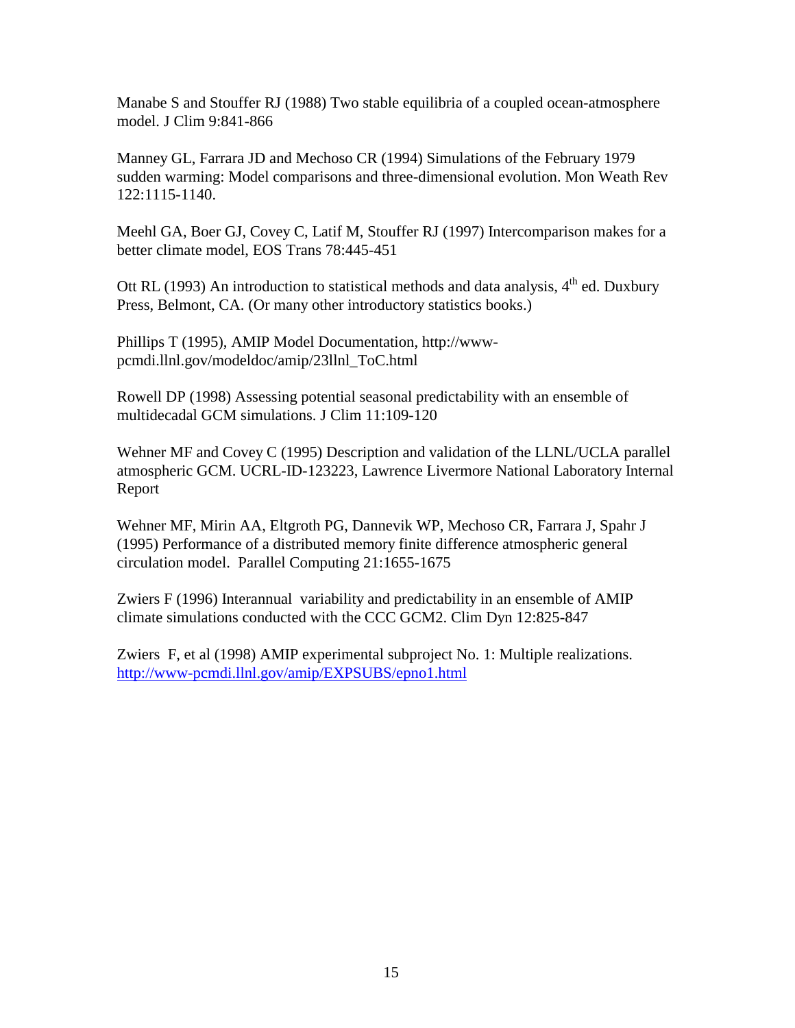Manabe S and Stouffer RJ (1988) Two stable equilibria of a coupled ocean-atmosphere model. J Clim 9:841-866

Manney GL, Farrara JD and Mechoso CR (1994) Simulations of the February 1979 sudden warming: Model comparisons and three-dimensional evolution. Mon Weath Rev 122:1115-1140.

Meehl GA, Boer GJ, Covey C, Latif M, Stouffer RJ (1997) Intercomparison makes for a better climate model, EOS Trans 78:445-451

Ott RL (1993) An introduction to statistical methods and data analysis, 4th ed. Duxbury Press, Belmont, CA. (Or many other introductory statistics books.)

Phillips T (1995), AMIP Model Documentation, http://www-pcmdi.llnl.gov/modeldoc/amip/23llnl_ToC.html

Rowell DP (1998) Assessing potential seasonal predictability with an ensemble of multidecadal GCM simulations. J Clim 11:109-120

Wehner MF and Covey C (1995) Description and validation of the LLNL/UCLA parallel atmospheric GCM. UCRL-ID-123223, Lawrence Livermore National Laboratory Internal Report

Wehner MF, Mirin AA, Eltgroth PG, Dannevik WP, Mechoso CR, Farrara J, Spahr J (1995) Performance of a distributed memory finite difference atmospheric general circulation model. Parallel Computing 21:1655-1675

Zwiers F (1996) Interannual variability and predictability in an ensemble of AMIP climate simulations conducted with the CCC GCM2. Clim Dyn 12:825-847

Zwiers F, et al (1998) AMIP experimental subproject No. 1: Multiple realizations. http://www-pcmdi.llnl.gov/amip/EXPSUBS/epno1.html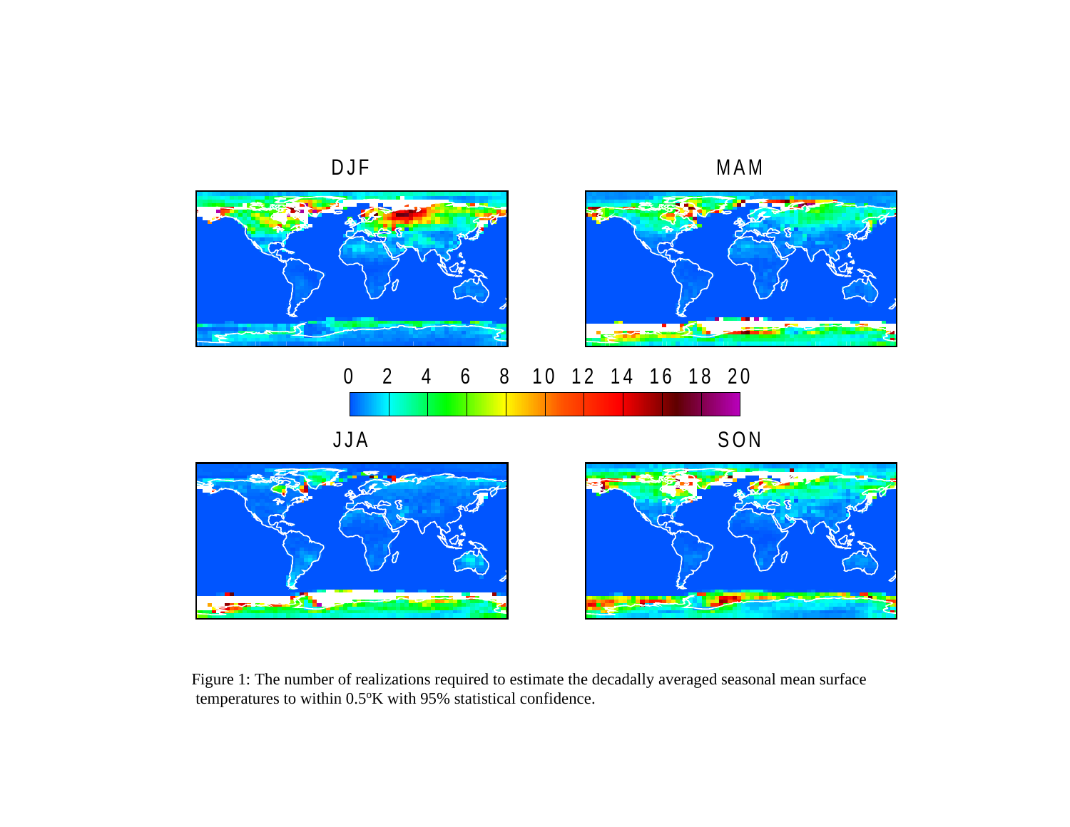Figure 1: The number of realizations required to estimate the decadally averaged seasonal mean surface temperatures to within 0.5ºK with 95% statistical confidence.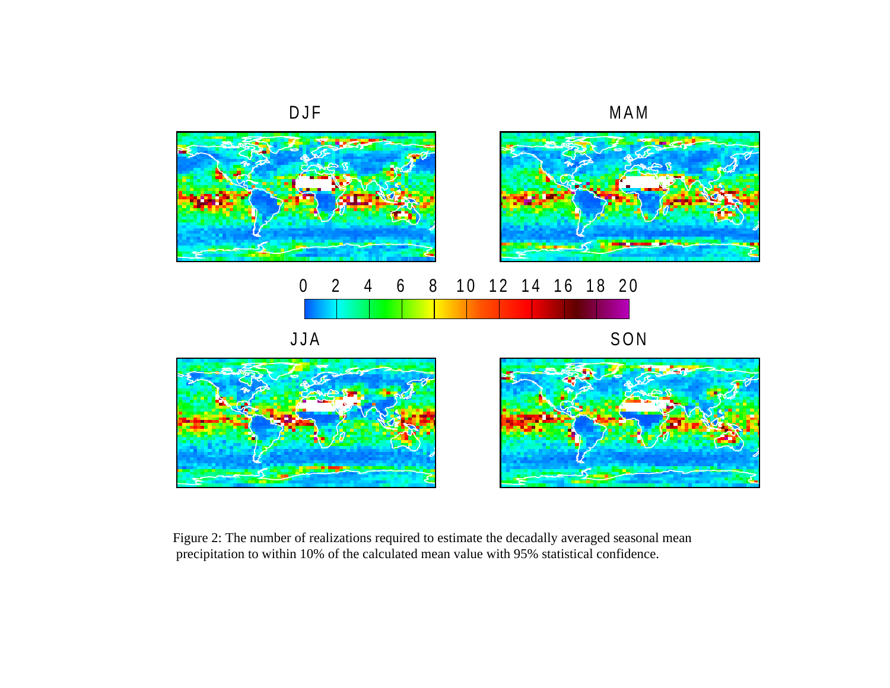Figure 2: The number of realizations required to estimate the decadally averaged seasonal mean precipitation to within 10% of the calculated mean value with 95% statistical confidence.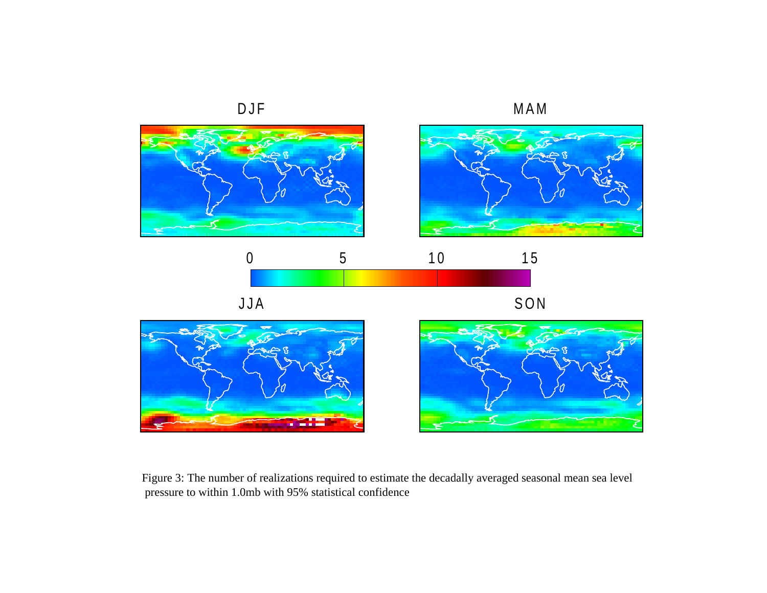Figure 3: The number of realizations required to estimate the decadally averaged seasonal mean sea level pressure to within 1.0mb with 95% statistical confidence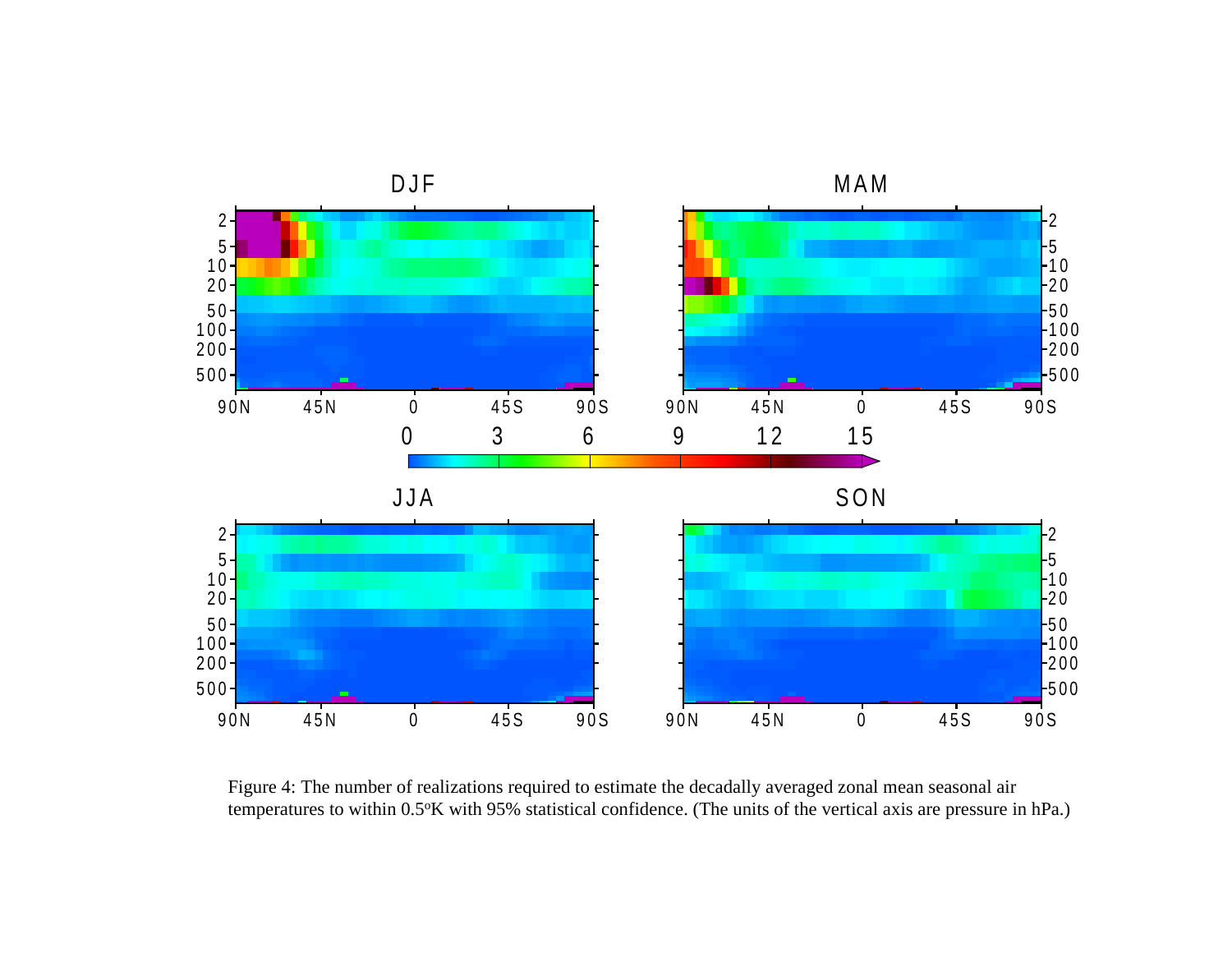Figure 4: The number of realizations required to estimate the decadally averaged zonal mean seasonal air temperatures to within 0.5$^{o}$K with 95% statistical confidence. (The units of the vertical axis are pressure in hPa.)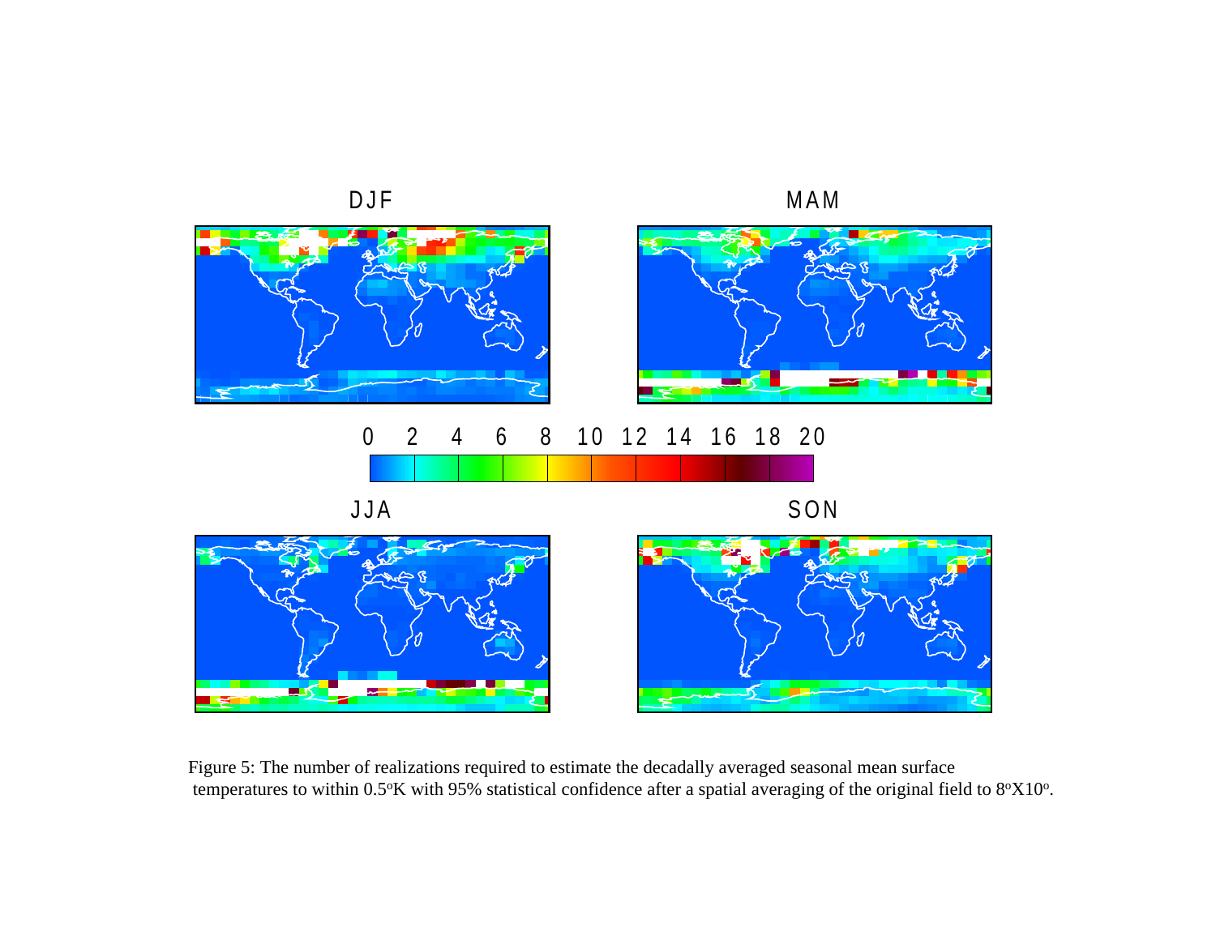Figure 5: The number of realizations required to estimate the decadally averaged seasonal mean surface temperatures to within 0.5°K with 95% statistical confidence after a spatial averaging of the original field to 8°X10°.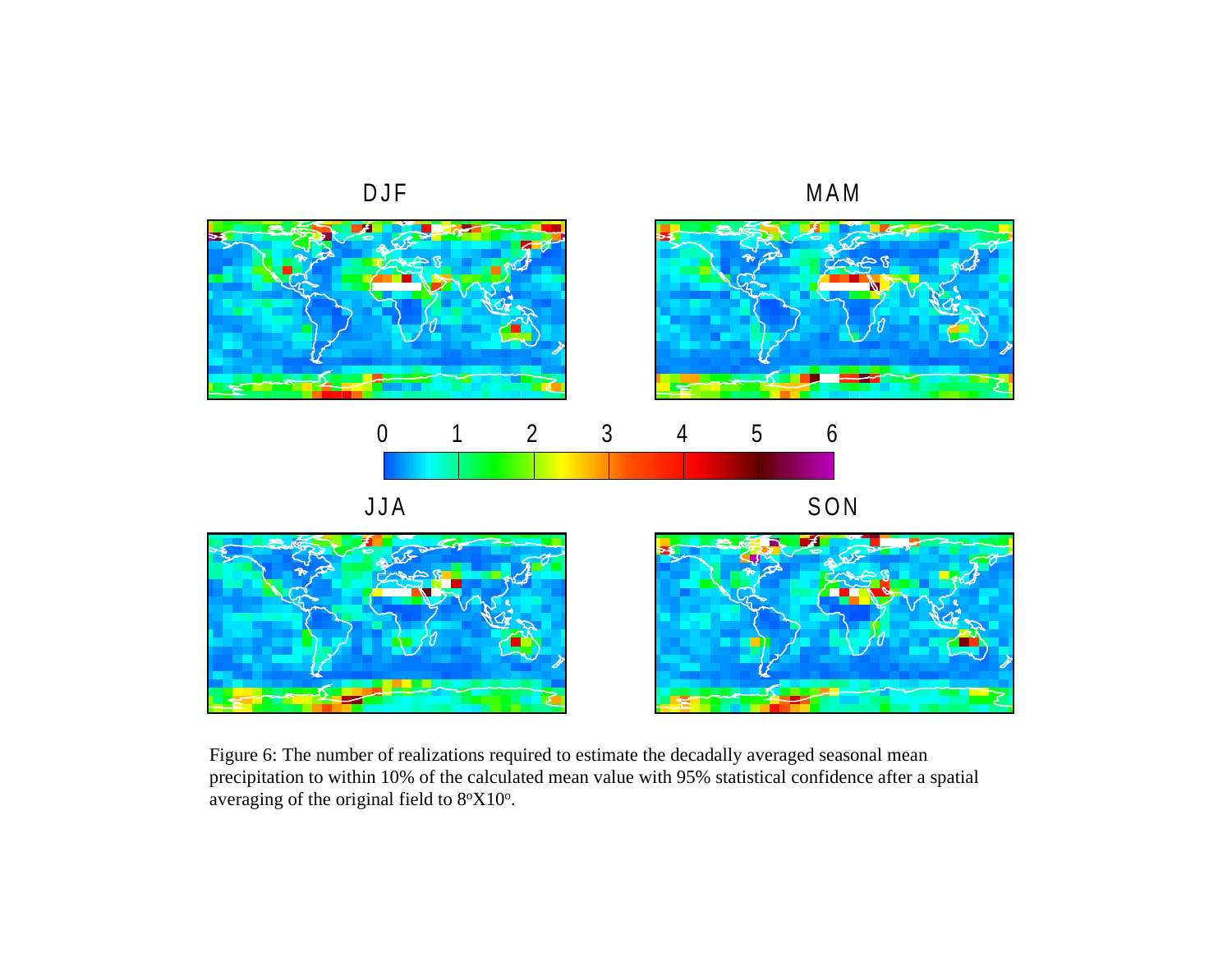Figure 6: The number of realizations required to estimate the decadally averaged seasonal mean precipitation to within 10% of the calculated mean value with 95% statistical confidence after a spatial averaging of the original field to $8^oX10^o$.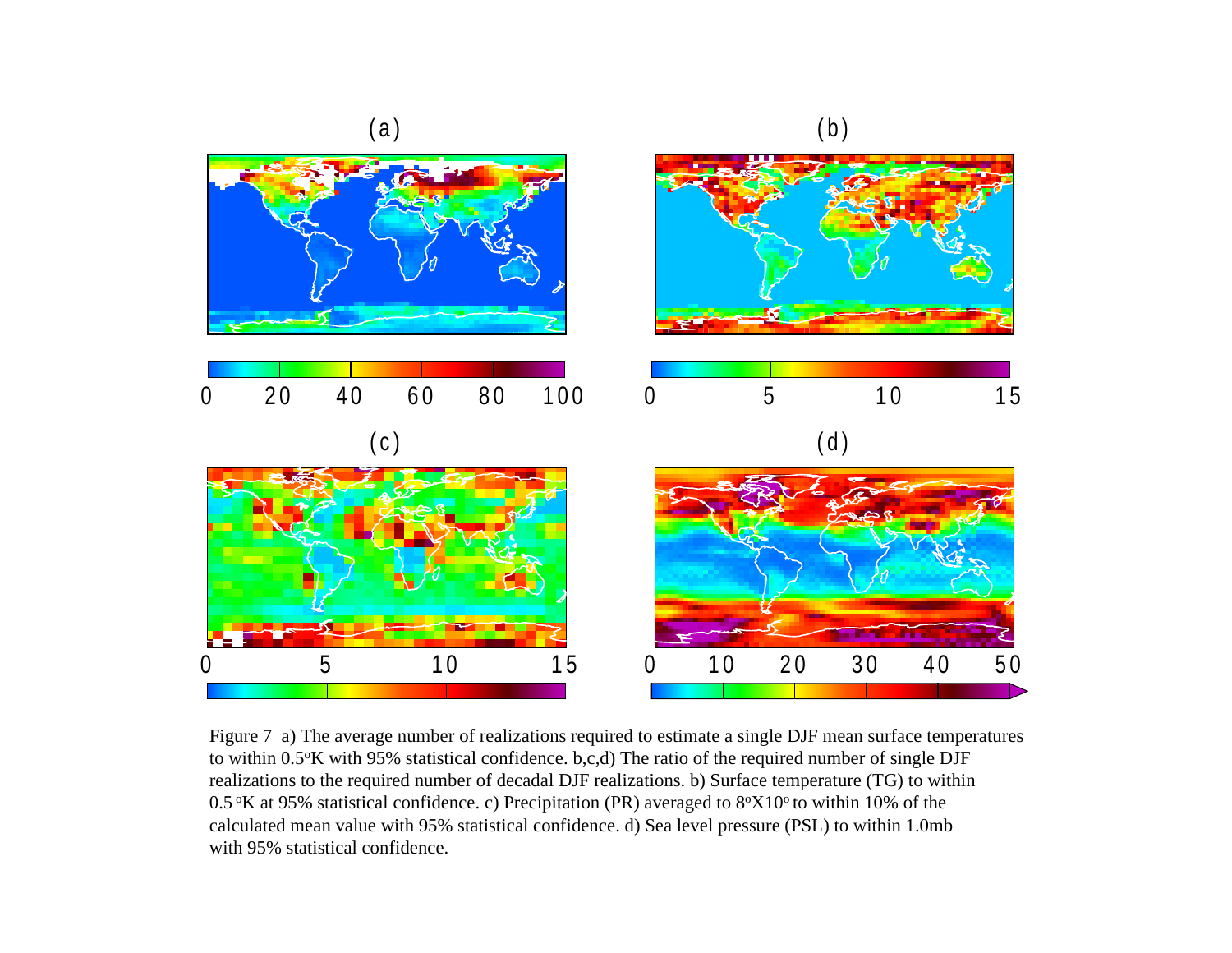Figure 7 a) The average number of realizations required to estimate a single DJF mean surface temperatures to within 0.5°K with 95% statistical confidence. b,c,d) The ratio of the required number of single DJF realizations to the required number of decadal DJF realizations. b) Surface temperature (TG) to within 0.5 °K at 95% statistical confidence. c) Precipitation (PR) averaged to 8°X10° to within 10% of the calculated mean value with 95% statistical confidence. d) Sea level pressure (PSL) to within 1.0mb with 95% statistical confidence.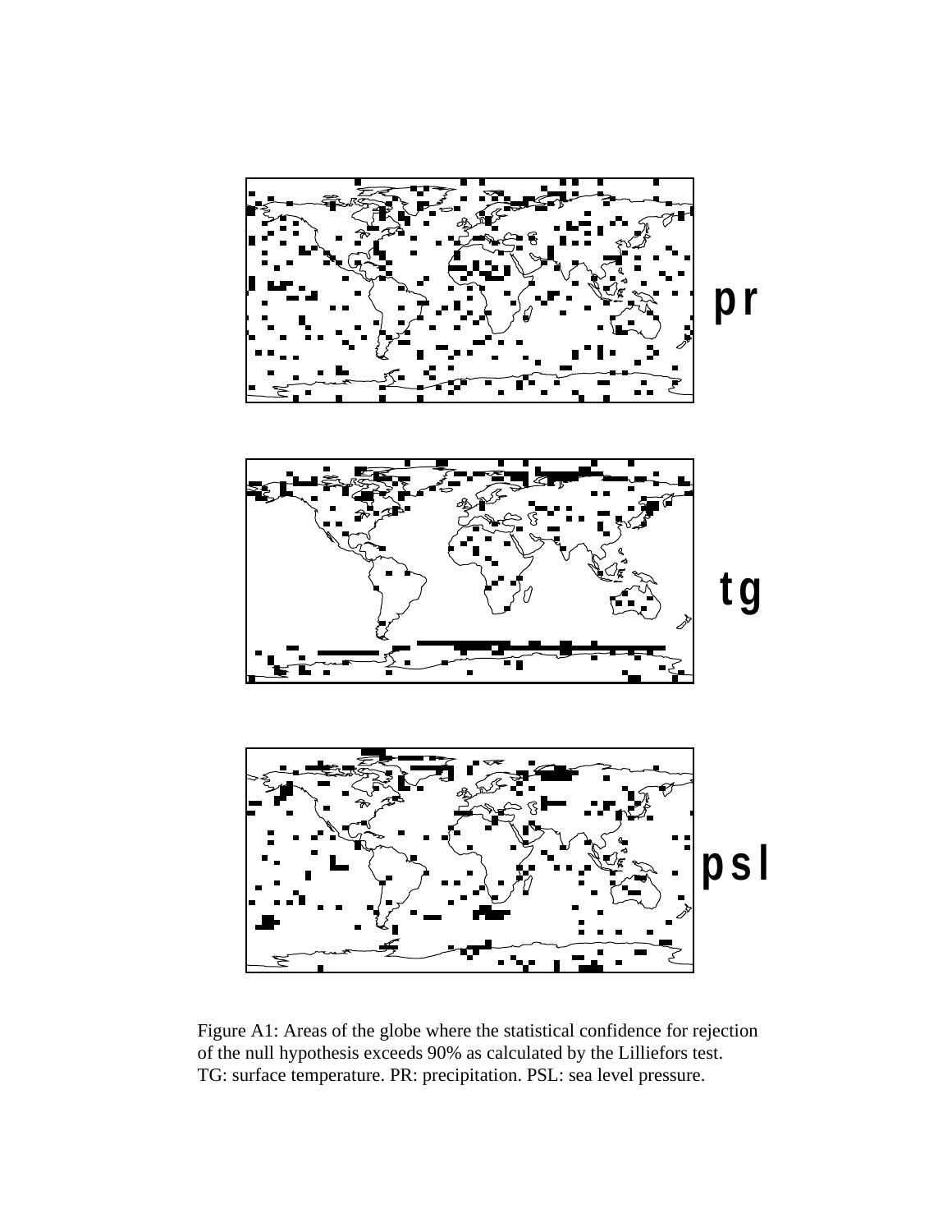Figure A1: Areas of the globe where the statistical confidence for rejection of the null hypothesis exceeds 90% as calculated by the Lilliefors test. TG: surface temperature. PR: precipitation. PSL: sea level pressure.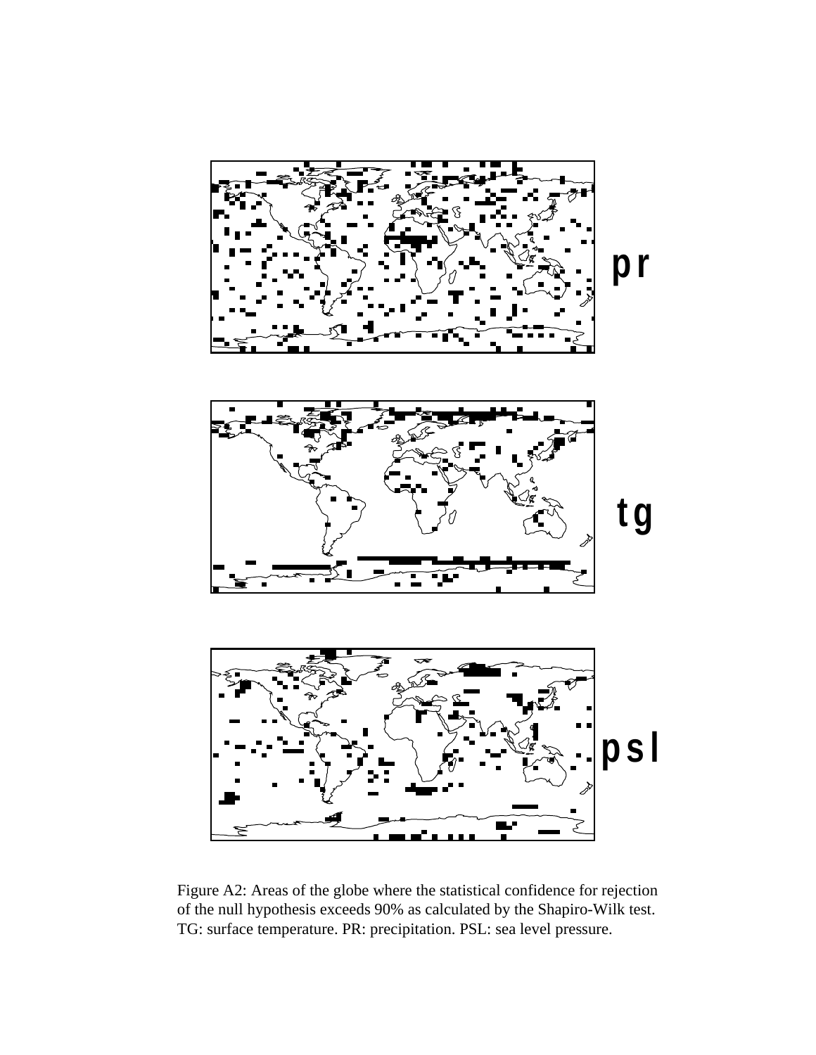pr

tg

psl

Figure A2: Areas of the globe where the statistical confidence for rejection of the null hypothesis exceeds 90% as calculated by the Shapiro-Wilk test. TG: surface temperature. PR: precipitation. PSL: sea level pressure.